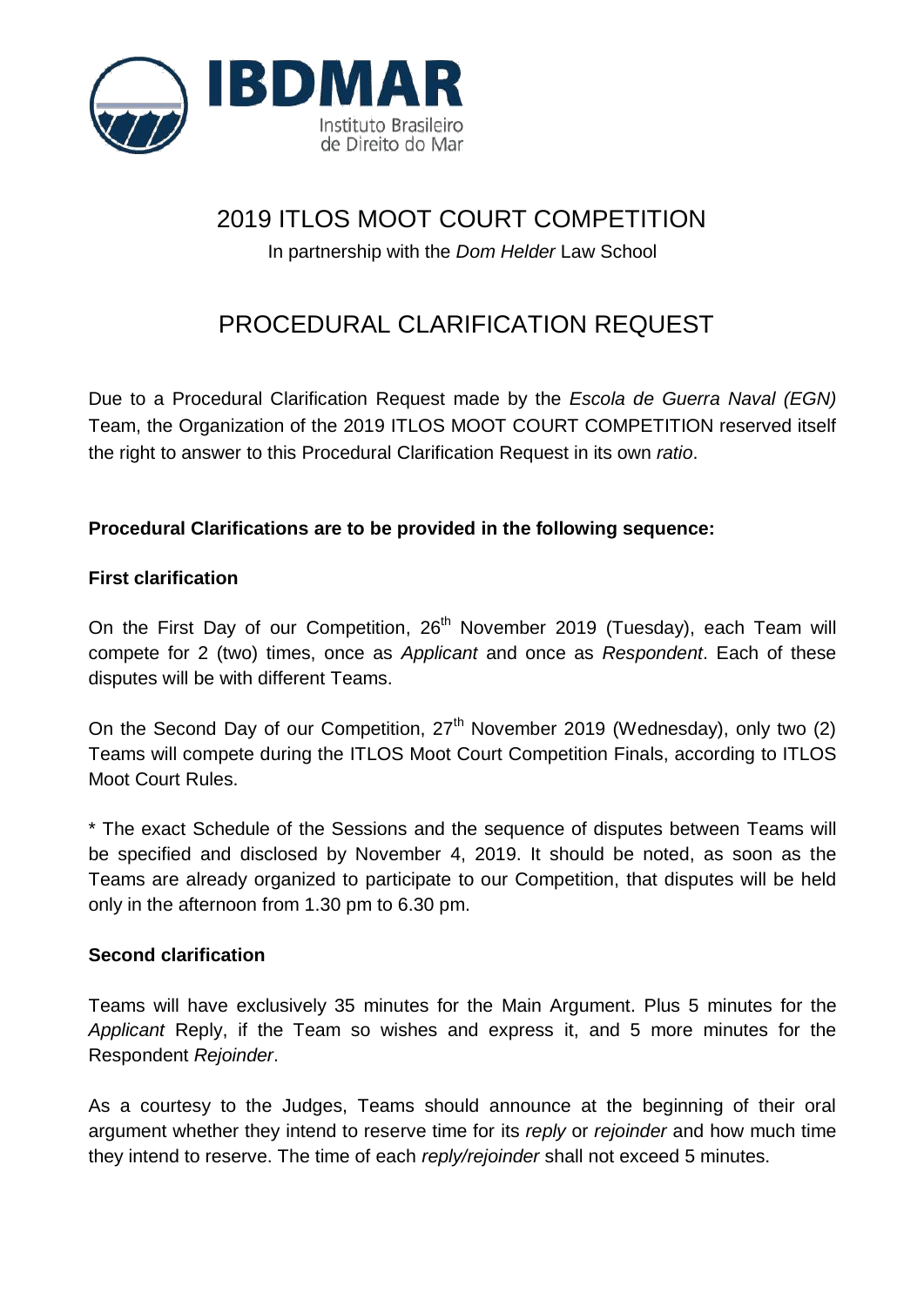IBDMAR
Instituto Brasileiro de Direito do Mar

# 2019 ITLOS MOOT COURT COMPETITION

In partnership with the *Dom Helder* Law School

# PROCEDURAL CLARIFICATION REQUEST

Due to a Procedural Clarification Request made by the *Escola de Guerra Naval (EGN)* Team, the Organization of the 2019 ITLOS MOOT COURT COMPETITION reserved itself the right to answer to this Procedural Clarification Request in its own *ratio*.

**Procedural Clarifications are to be provided in the following sequence:**

**First clarification**

On the First Day of our Competition, 26th November 2019 (Tuesday), each Team will compete for 2 (two) times, once as *Applicant* and once as *Respondent*. Each of these disputes will be with different Teams.

On the Second Day of our Competition, 27th November 2019 (Wednesday), only two (2) Teams will compete during the ITLOS Moot Court Competition Finals, according to ITLOS Moot Court Rules.

* The exact Schedule of the Sessions and the sequence of disputes between Teams will be specified and disclosed by November 4, 2019. It should be noted, as soon as the Teams are already organized to participate to our Competition, that disputes will be held only in the afternoon from 1.30 pm to 6.30 pm.

**Second clarification**

Teams will have exclusively 35 minutes for the Main Argument. Plus 5 minutes for the *Applicant* Reply, if the Team so wishes and express it, and 5 more minutes for the Respondent *Rejoinder*.

As a courtesy to the Judges, Teams should announce at the beginning of their oral argument whether they intend to reserve time for its *reply* or *rejoinder* and how much time they intend to reserve. The time of each *reply/rejoinder* shall not exceed 5 minutes.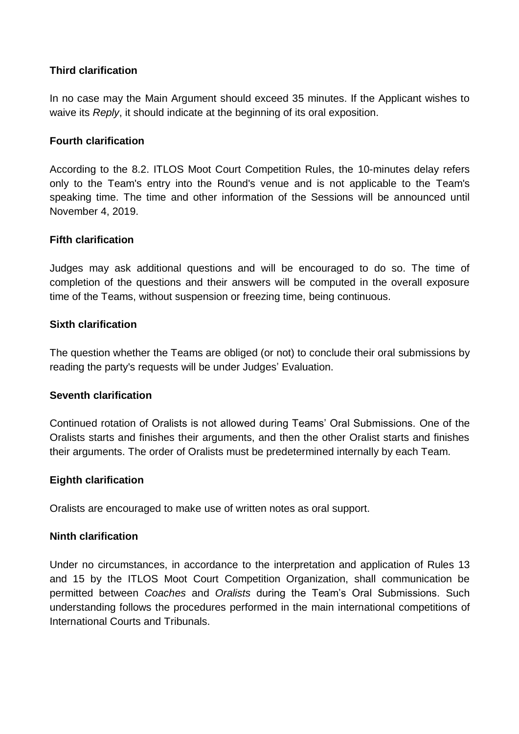**Third clarification**

In no case may the Main Argument should exceed 35 minutes. If the Applicant wishes to waive its *Reply*, it should indicate at the beginning of its oral exposition.

**Fourth clarification**

According to the 8.2. ITLOS Moot Court Competition Rules, the 10-minutes delay refers only to the Team's entry into the Round's venue and is not applicable to the Team's speaking time. The time and other information of the Sessions will be announced until November 4, 2019.

**Fifth clarification**

Judges may ask additional questions and will be encouraged to do so. The time of completion of the questions and their answers will be computed in the overall exposure time of the Teams, without suspension or freezing time, being continuous.

**Sixth clarification**

The question whether the Teams are obliged (or not) to conclude their oral submissions by reading the party's requests will be under Judges' Evaluation.

**Seventh clarification**

Continued rotation of Oralists is not allowed during Teams' Oral Submissions. One of the Oralists starts and finishes their arguments, and then the other Oralist starts and finishes their arguments. The order of Oralists must be predetermined internally by each Team.

**Eighth clarification**

Oralists are encouraged to make use of written notes as oral support.

**Ninth clarification**

Under no circumstances, in accordance to the interpretation and application of Rules 13 and 15 by the ITLOS Moot Court Competition Organization, shall communication be permitted between *Coaches* and *Oralists* during the Team's Oral Submissions. Such understanding follows the procedures performed in the main international competitions of International Courts and Tribunals.